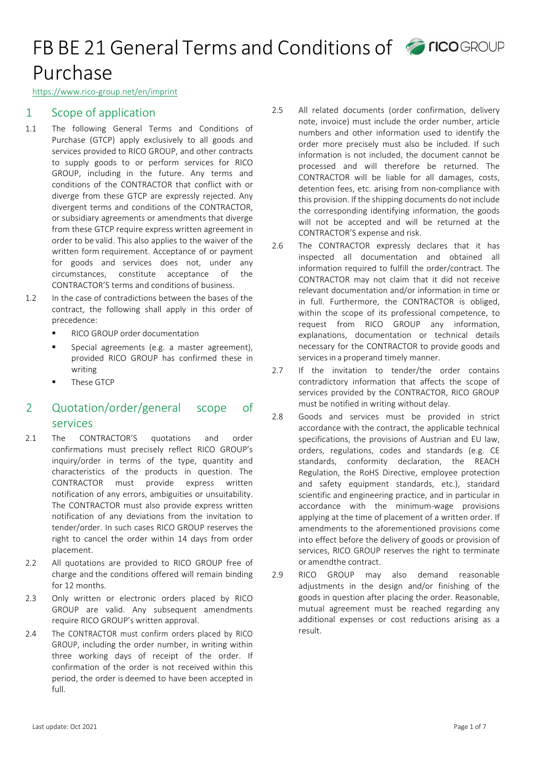# FB BE 21 General Terms and Conditions of Purchase

https://www.rico-group.net/en/imprint

## 1 Scope of application

1.1 The following General Terms and Conditions of Purchase (GTCP) apply exclusively to all goods and services provided to RICO GROUP, and other contracts to supply goods to or perform services for RICO GROUP, including in the future. Any terms and conditions of the CONTRACTOR that conflict with or diverge from these GTCP are expressly rejected. Any divergent terms and conditions of the CONTRACTOR, or subsidiary agreements or amendments that diverge from these GTCP require express written agreement in order to be valid. This also applies to the waiver of the written form requirement. Acceptance of or payment for goods and services does not, under any circumstances, constitute acceptance of the CONTRACTOR'S terms and conditions of business.

1.2 In the case of contradictions between the bases of the contract, the following shall apply in this order of precedence:

- RICO GROUP order documentation
- Special agreements (e.g. a master agreement), provided RICO GROUP has confirmed these in writing
- These GTCP

## 2 Quotation/order/general scope of services

2.1 The CONTRACTOR'S quotations and order confirmations must precisely reflect RICO GROUP's inquiry/order in terms of the type, quantity and characteristics of the products in question. The CONTRACTOR must provide express written notification of any errors, ambiguities or unsuitability. The CONTRACTOR must also provide express written notification of any deviations from the invitation to tender/order. In such cases RICO GROUP reserves the right to cancel the order within 14 days from order placement.

2.2 All quotations are provided to RICO GROUP free of charge and the conditions offered will remain binding for 12 months.

2.3 Only written or electronic orders placed by RICO GROUP are valid. Any subsequent amendments require RICO GROUP's written approval.

2.4 The CONTRACTOR must confirm orders placed by RICO GROUP, including the order number, in writing within three working days of receipt of the order. If confirmation of the order is not received within this period, the order is deemed to have been accepted in full.

2.5 All related documents (order confirmation, delivery note, invoice) must include the order number, article numbers and other information used to identify the order more precisely must also be included. If such information is not included, the document cannot be processed and will therefore be returned. The CONTRACTOR will be liable for all damages, costs, detention fees, etc. arising from non-compliance with this provision. If the shipping documents do not include the corresponding identifying information, the goods will not be accepted and will be returned at the CONTRACTOR'S expense and risk.

2.6 The CONTRACTOR expressly declares that it has inspected all documentation and obtained all information required to fulfill the order/contract. The CONTRACTOR may not claim that it did not receive relevant documentation and/or information in time or in full. Furthermore, the CONTRACTOR is obliged, within the scope of its professional competence, to request from RICO GROUP any information, explanations, documentation or technical details necessary for the CONTRACTOR to provide goods and services in a properand timely manner.

2.7 If the invitation to tender/the order contains contradictory information that affects the scope of services provided by the CONTRACTOR, RICO GROUP must be notified in writing without delay.

2.8 Goods and services must be provided in strict accordance with the contract, the applicable technical specifications, the provisions of Austrian and EU law, orders, regulations, codes and standards (e.g. CE standards, conformity declaration, the REACH Regulation, the RoHS Directive, employee protection and safety equipment standards, etc.), standard scientific and engineering practice, and in particular in accordance with the minimum-wage provisions applying at the time of placement of a written order. If amendments to the aforementioned provisions come into effect before the delivery of goods or provision of services, RICO GROUP reserves the right to terminate or amendthe contract.

2.9 RICO GROUP may also demand reasonable adjustments in the design and/or finishing of the goods in question after placing the order. Reasonable, mutual agreement must be reached regarding any additional expenses or cost reductions arising as a result.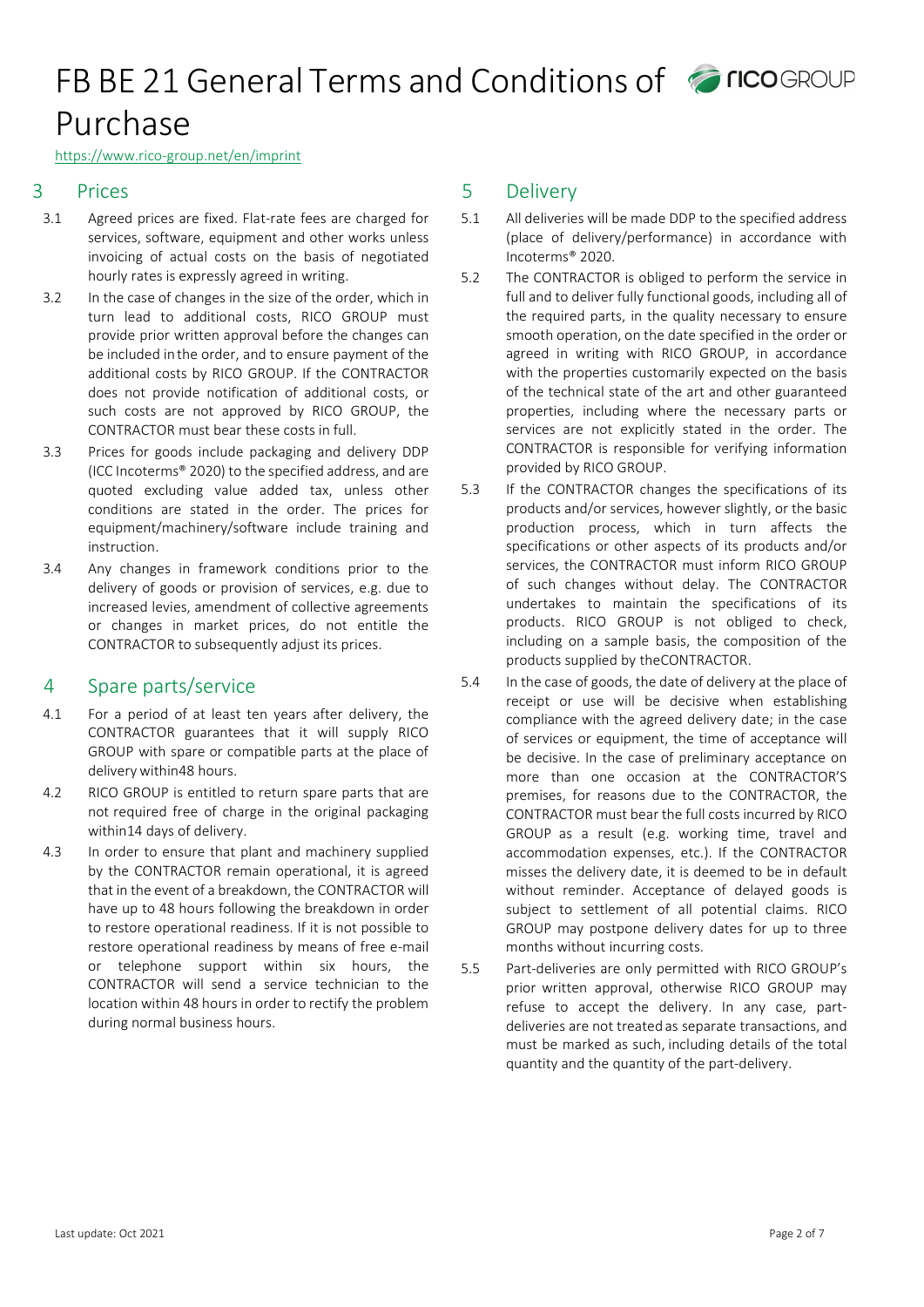## 3 Prices

3.1 Agreed prices are fixed. Flat-rate fees are charged for services, software, equipment and other works unless invoicing of actual costs on the basis of negotiated hourly rates is expressly agreed in writing.

3.2 In the case of changes in the size of the order, which in turn lead to additional costs, RICO GROUP must provide prior written approval before the changes can be included in the order, and to ensure payment of the additional costs by RICO GROUP. If the CONTRACTOR does not provide notification of additional costs, or such costs are not approved by RICO GROUP, the CONTRACTOR must bear these costs in full.

3.3 Prices for goods include packaging and delivery DDP (ICC Incoterms® 2020) to the specified address, and are quoted excluding value added tax, unless other conditions are stated in the order. The prices for equipment/machinery/software include training and instruction.

3.4 Any changes in framework conditions prior to the delivery of goods or provision of services, e.g. due to increased levies, amendment of collective agreements or changes in market prices, do not entitle the CONTRACTOR to subsequently adjust its prices.

## 4 Spare parts/service

4.1 For a period of at least ten years after delivery, the CONTRACTOR guarantees that it will supply RICO GROUP with spare or compatible parts at the place of delivery within48 hours.

4.2 RICO GROUP is entitled to return spare parts that are not required free of charge in the original packaging within14 days of delivery.

4.3 In order to ensure that plant and machinery supplied by the CONTRACTOR remain operational, it is agreed that in the event of a breakdown, the CONTRACTOR will have up to 48 hours following the breakdown in order to restore operational readiness. If it is not possible to restore operational readiness by means of free e-mail or telephone support within six hours, the CONTRACTOR will send a service technician to the location within 48 hours in order to rectify the problem during normal business hours.

## 5 Delivery

5.1 All deliveries will be made DDP to the specified address (place of delivery/performance) in accordance with Incoterms® 2020.

5.2 The CONTRACTOR is obliged to perform the service in full and to deliver fully functional goods, including all of the required parts, in the quality necessary to ensure smooth operation, on the date specified in the order or agreed in writing with RICO GROUP, in accordance with the properties customarily expected on the basis of the technical state of the art and other guaranteed properties, including where the necessary parts or services are not explicitly stated in the order. The CONTRACTOR is responsible for verifying information provided by RICO GROUP.

5.3 If the CONTRACTOR changes the specifications of its products and/or services, however slightly, or the basic production process, which in turn affects the specifications or other aspects of its products and/or services, the CONTRACTOR must inform RICO GROUP of such changes without delay. The CONTRACTOR undertakes to maintain the specifications of its products. RICO GROUP is not obliged to check, including on a sample basis, the composition of the products supplied by theCONTRACTOR.

5.4 In the case of goods, the date of delivery at the place of receipt or use will be decisive when establishing compliance with the agreed delivery date; in the case of services or equipment, the time of acceptance will be decisive. In the case of preliminary acceptance on more than one occasion at the CONTRACTOR'S premises, for reasons due to the CONTRACTOR, the CONTRACTOR must bear the full costs incurred by RICO GROUP as a result (e.g. working time, travel and accommodation expenses, etc.). If the CONTRACTOR misses the delivery date, it is deemed to be in default without reminder. Acceptance of delayed goods is subject to settlement of all potential claims. RICO GROUP may postpone delivery dates for up to three months without incurring costs.

5.5 Part-deliveries are only permitted with RICO GROUP's prior written approval, otherwise RICO GROUP may refuse to accept the delivery. In any case, part-deliveries are not treated as separate transactions, and must be marked as such, including details of the total quantity and the quantity of the part-delivery.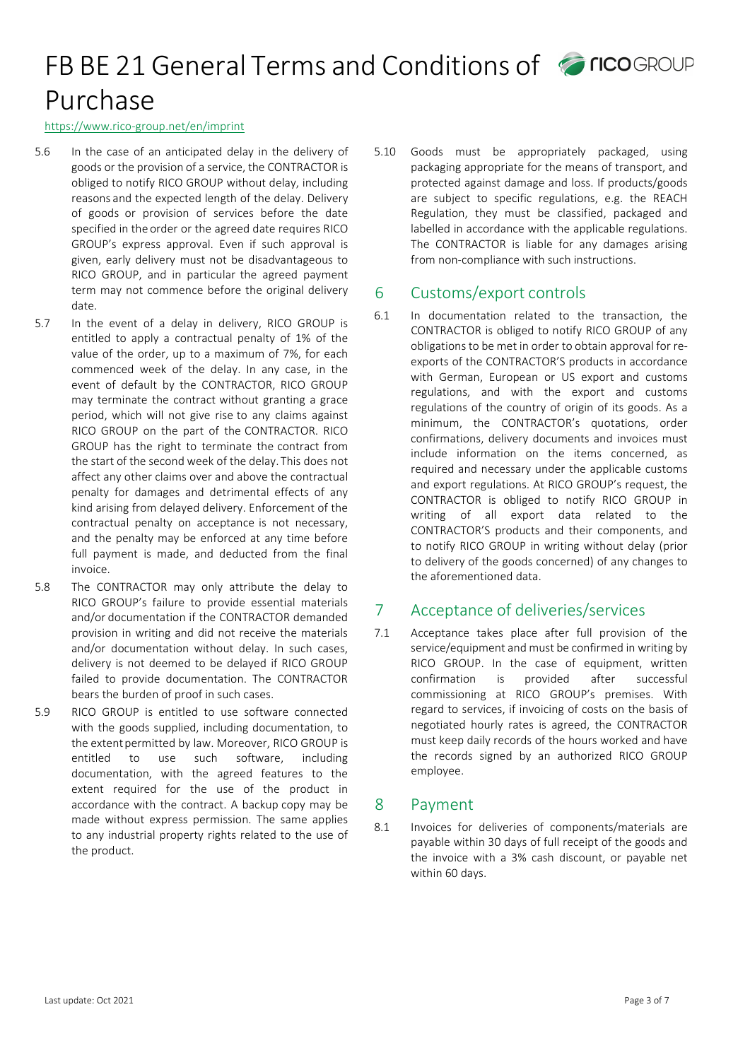5.6 In the case of an anticipated delay in the delivery of goods or the provision of a service, the CONTRACTOR is obliged to notify RICO GROUP without delay, including reasons and the expected length of the delay. Delivery of goods or provision of services before the date specified in the order or the agreed date requires RICO GROUP's express approval. Even if such approval is given, early delivery must not be disadvantageous to RICO GROUP, and in particular the agreed payment term may not commence before the original delivery date.

5.7 In the event of a delay in delivery, RICO GROUP is entitled to apply a contractual penalty of 1% of the value of the order, up to a maximum of 7%, for each commenced week of the delay. In any case, in the event of default by the CONTRACTOR, RICO GROUP may terminate the contract without granting a grace period, which will not give rise to any claims against RICO GROUP on the part of the CONTRACTOR. RICO GROUP has the right to terminate the contract from the start of the second week of the delay. This does not affect any other claims over and above the contractual penalty for damages and detrimental effects of any kind arising from delayed delivery. Enforcement of the contractual penalty on acceptance is not necessary, and the penalty may be enforced at any time before full payment is made, and deducted from the final invoice.

5.8 The CONTRACTOR may only attribute the delay to RICO GROUP's failure to provide essential materials and/or documentation if the CONTRACTOR demanded provision in writing and did not receive the materials and/or documentation without delay. In such cases, delivery is not deemed to be delayed if RICO GROUP failed to provide documentation. The CONTRACTOR bears the burden of proof in such cases.

5.9 RICO GROUP is entitled to use software connected with the goods supplied, including documentation, to the extent permitted by law. Moreover, RICO GROUP is entitled to use such software, including documentation, with the agreed features to the extent required for the use of the product in accordance with the contract. A backup copy may be made without express permission. The same applies to any industrial property rights related to the use of the product.

5.10 Goods must be appropriately packaged, using packaging appropriate for the means of transport, and protected against damage and loss. If products/goods are subject to specific regulations, e.g. the REACH Regulation, they must be classified, packaged and labelled in accordance with the applicable regulations. The CONTRACTOR is liable for any damages arising from non-compliance with such instructions.

## 6 Customs/export controls

6.1 In documentation related to the transaction, the CONTRACTOR is obliged to notify RICO GROUP of any obligations to be met in order to obtain approval for re-exports of the CONTRACTOR'S products in accordance with German, European or US export and customs regulations, and with the export and customs regulations of the country of origin of its goods. As a minimum, the CONTRACTOR's quotations, order confirmations, delivery documents and invoices must include information on the items concerned, as required and necessary under the applicable customs and export regulations. At RICO GROUP's request, the CONTRACTOR is obliged to notify RICO GROUP in writing of all export data related to the CONTRACTOR'S products and their components, and to notify RICO GROUP in writing without delay (prior to delivery of the goods concerned) of any changes to the aforementioned data.

## 7 Acceptance of deliveries/services

7.1 Acceptance takes place after full provision of the service/equipment and must be confirmed in writing by RICO GROUP. In the case of equipment, written confirmation is provided after successful commissioning at RICO GROUP's premises. With regard to services, if invoicing of costs on the basis of negotiated hourly rates is agreed, the CONTRACTOR must keep daily records of the hours worked and have the records signed by an authorized RICO GROUP employee.

## 8 Payment

8.1 Invoices for deliveries of components/materials are payable within 30 days of full receipt of the goods and the invoice with a 3% cash discount, or payable net within 60 days.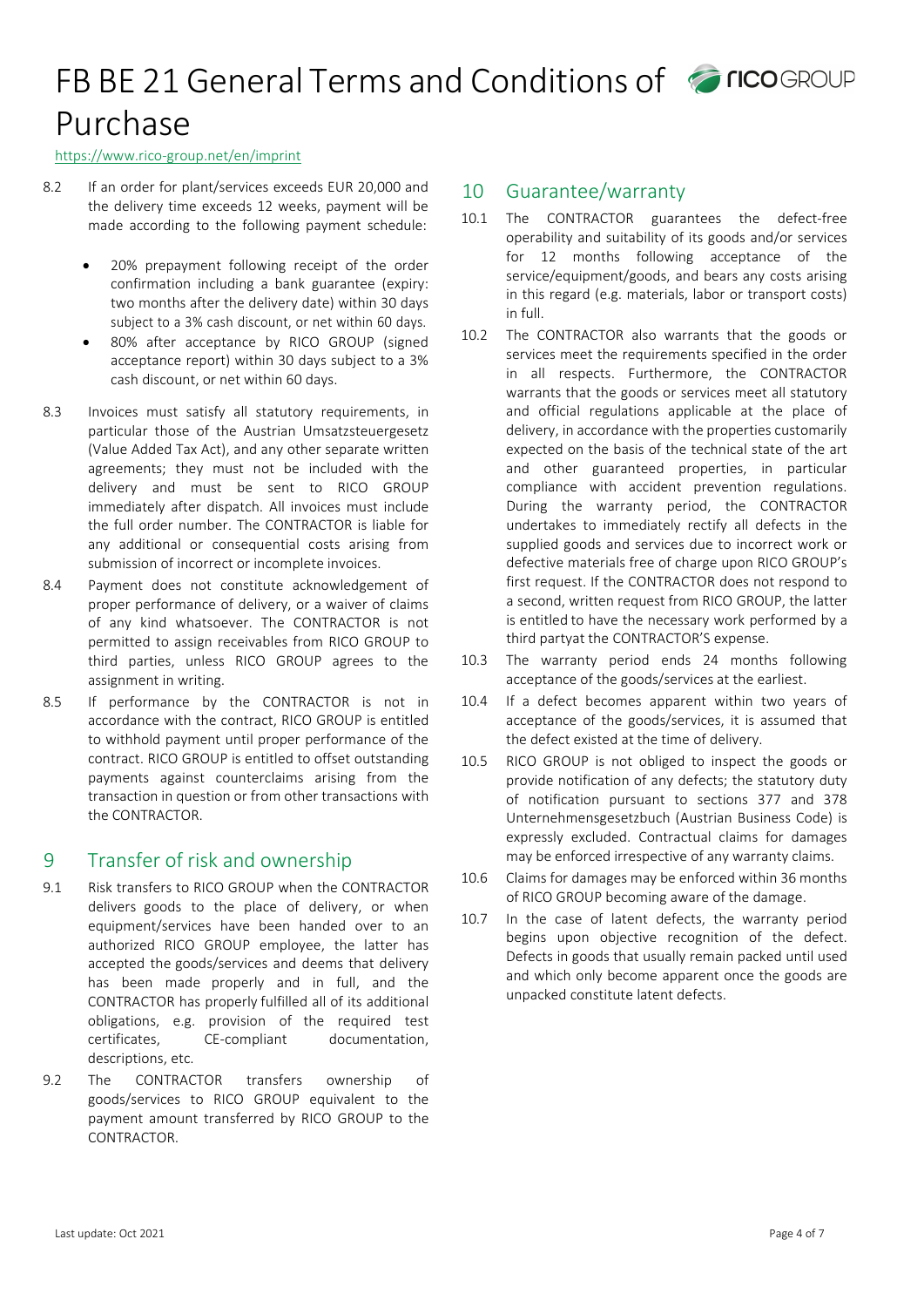8.2 If an order for plant/services exceeds EUR 20,000 and the delivery time exceeds 12 weeks, payment will be made according to the following payment schedule:

- 20% prepayment following receipt of the order confirmation including a bank guarantee (expiry: two months after the delivery date) within 30 days subject to a 3% cash discount, or net within 60 days.
- 80% after acceptance by RICO GROUP (signed acceptance report) within 30 days subject to a 3% cash discount, or net within 60 days.

8.3 Invoices must satisfy all statutory requirements, in particular those of the Austrian Umsatzsteuergesetz (Value Added Tax Act), and any other separate written agreements; they must not be included with the delivery and must be sent to RICO GROUP immediately after dispatch. All invoices must include the full order number. The CONTRACTOR is liable for any additional or consequential costs arising from submission of incorrect or incomplete invoices.

8.4 Payment does not constitute acknowledgement of proper performance of delivery, or a waiver of claims of any kind whatsoever. The CONTRACTOR is not permitted to assign receivables from RICO GROUP to third parties, unless RICO GROUP agrees to the assignment in writing.

8.5 If performance by the CONTRACTOR is not in accordance with the contract, RICO GROUP is entitled to withhold payment until proper performance of the contract. RICO GROUP is entitled to offset outstanding payments against counterclaims arising from the transaction in question or from other transactions with the CONTRACTOR.

## 9 Transfer of risk and ownership

9.1 Risk transfers to RICO GROUP when the CONTRACTOR delivers goods to the place of delivery, or when equipment/services have been handed over to an authorized RICO GROUP employee, the latter has accepted the goods/services and deems that delivery has been made properly and in full, and the CONTRACTOR has properly fulfilled all of its additional obligations, e.g. provision of the required test certificates, CE-compliant documentation, descriptions, etc.

9.2 The CONTRACTOR transfers ownership of goods/services to RICO GROUP equivalent to the payment amount transferred by RICO GROUP to the CONTRACTOR.

## 10 Guarantee/warranty

10.1 The CONTRACTOR guarantees the defect-free operability and suitability of its goods and/or services for 12 months following acceptance of the service/equipment/goods, and bears any costs arising in this regard (e.g. materials, labor or transport costs) in full.

10.2 The CONTRACTOR also warrants that the goods or services meet the requirements specified in the order in all respects. Furthermore, the CONTRACTOR warrants that the goods or services meet all statutory and official regulations applicable at the place of delivery, in accordance with the properties customarily expected on the basis of the technical state of the art and other guaranteed properties, in particular compliance with accident prevention regulations. During the warranty period, the CONTRACTOR undertakes to immediately rectify all defects in the supplied goods and services due to incorrect work or defective materials free of charge upon RICO GROUP's first request. If the CONTRACTOR does not respond to a second, written request from RICO GROUP, the latter is entitled to have the necessary work performed by a third partyat the CONTRACTOR'S expense.

10.3 The warranty period ends 24 months following acceptance of the goods/services at the earliest.

10.4 If a defect becomes apparent within two years of acceptance of the goods/services, it is assumed that the defect existed at the time of delivery.

10.5 RICO GROUP is not obliged to inspect the goods or provide notification of any defects; the statutory duty of notification pursuant to sections 377 and 378 Unternehmensgesetzbuch (Austrian Business Code) is expressly excluded. Contractual claims for damages may be enforced irrespective of any warranty claims.

10.6 Claims for damages may be enforced within 36 months of RICO GROUP becoming aware of the damage.

10.7 In the case of latent defects, the warranty period begins upon objective recognition of the defect. Defects in goods that usually remain packed until used and which only become apparent once the goods are unpacked constitute latent defects.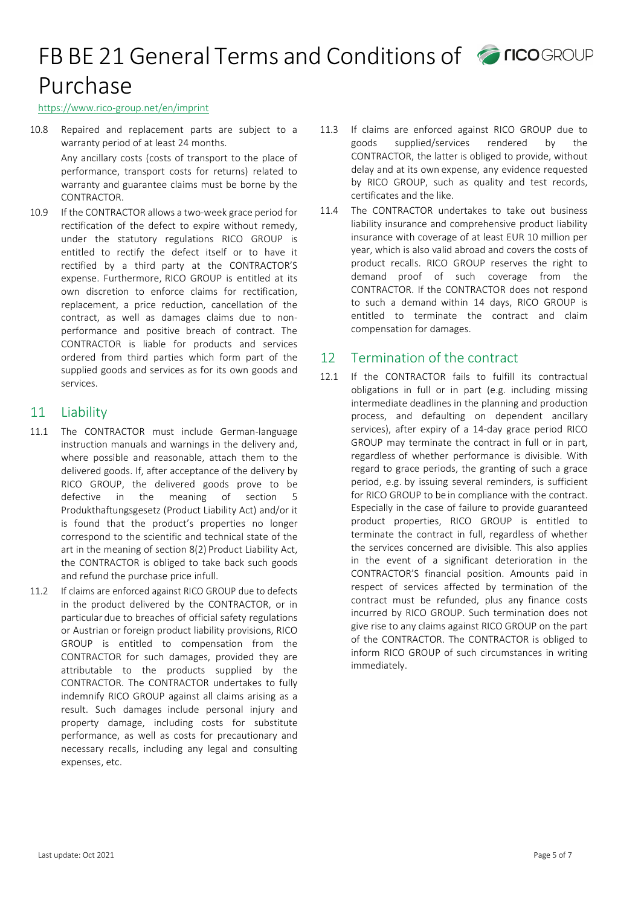10.8 Repaired and replacement parts are subject to a warranty period of at least 24 months.

Any ancillary costs (costs of transport to the place of performance, transport costs for returns) related to warranty and guarantee claims must be borne by the CONTRACTOR.

10.9 If the CONTRACTOR allows a two-week grace period for rectification of the defect to expire without remedy, under the statutory regulations RICO GROUP is entitled to rectify the defect itself or to have it rectified by a third party at the CONTRACTOR'S expense. Furthermore, RICO GROUP is entitled at its own discretion to enforce claims for rectification, replacement, a price reduction, cancellation of the contract, as well as damages claims due to non-performance and positive breach of contract. The CONTRACTOR is liable for products and services ordered from third parties which form part of the supplied goods and services as for its own goods and services.

## 11 Liability

11.1 The CONTRACTOR must include German-language instruction manuals and warnings in the delivery and, where possible and reasonable, attach them to the delivered goods. If, after acceptance of the delivery by RICO GROUP, the delivered goods prove to be defective in the meaning of section 5 Produkthaftungsgesetz (Product Liability Act) and/or it is found that the product's properties no longer correspond to the scientific and technical state of the art in the meaning of section 8(2) Product Liability Act, the CONTRACTOR is obliged to take back such goods and refund the purchase price infull.

11.2 If claims are enforced against RICO GROUP due to defects in the product delivered by the CONTRACTOR, or in particular due to breaches of official safety regulations or Austrian or foreign product liability provisions, RICO GROUP is entitled to compensation from the CONTRACTOR for such damages, provided they are attributable to the products supplied by the CONTRACTOR. The CONTRACTOR undertakes to fully indemnify RICO GROUP against all claims arising as a result. Such damages include personal injury and property damage, including costs for substitute performance, as well as costs for precautionary and necessary recalls, including any legal and consulting expenses, etc.

11.3 If claims are enforced against RICO GROUP due to goods supplied/services rendered by the CONTRACTOR, the latter is obliged to provide, without delay and at its own expense, any evidence requested by RICO GROUP, such as quality and test records, certificates and the like.

11.4 The CONTRACTOR undertakes to take out business liability insurance and comprehensive product liability insurance with coverage of at least EUR 10 million per year, which is also valid abroad and covers the costs of product recalls. RICO GROUP reserves the right to demand proof of such coverage from the CONTRACTOR. If the CONTRACTOR does not respond to such a demand within 14 days, RICO GROUP is entitled to terminate the contract and claim compensation for damages.

## 12 Termination of the contract

12.1 If the CONTRACTOR fails to fulfill its contractual obligations in full or in part (e.g. including missing intermediate deadlines in the planning and production process, and defaulting on dependent ancillary services), after expiry of a 14-day grace period RICO GROUP may terminate the contract in full or in part, regardless of whether performance is divisible. With regard to grace periods, the granting of such a grace period, e.g. by issuing several reminders, is sufficient for RICO GROUP to be in compliance with the contract. Especially in the case of failure to provide guaranteed product properties, RICO GROUP is entitled to terminate the contract in full, regardless of whether the services concerned are divisible. This also applies in the event of a significant deterioration in the CONTRACTOR'S financial position. Amounts paid in respect of services affected by termination of the contract must be refunded, plus any finance costs incurred by RICO GROUP. Such termination does not give rise to any claims against RICO GROUP on the part of the CONTRACTOR. The CONTRACTOR is obliged to inform RICO GROUP of such circumstances in writing immediately.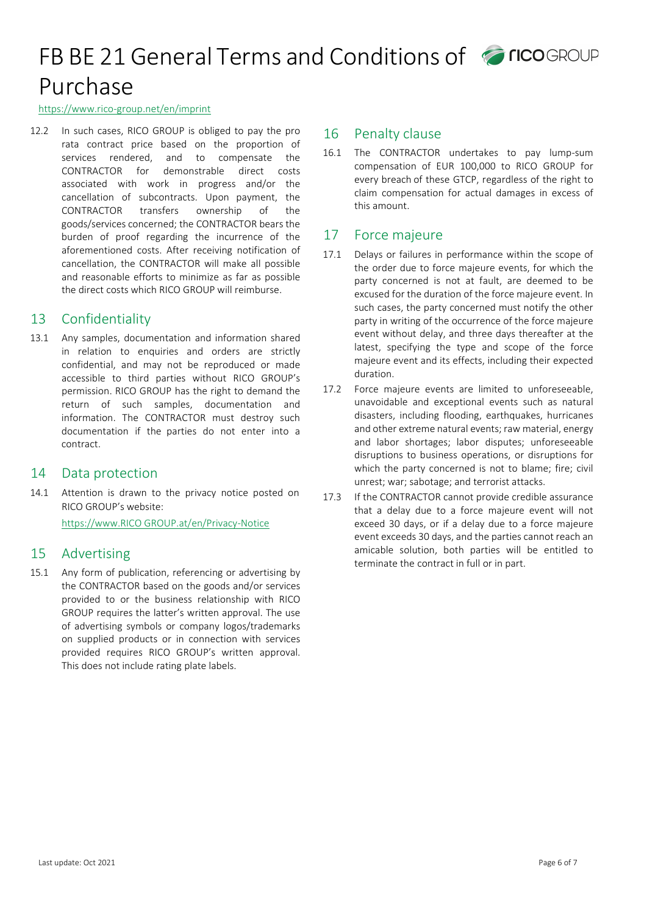12.2 In such cases, RICO GROUP is obliged to pay the pro rata contract price based on the proportion of services rendered, and to compensate the CONTRACTOR for demonstrable direct costs associated with work in progress and/or the cancellation of subcontracts. Upon payment, the CONTRACTOR transfers ownership of the goods/services concerned; the CONTRACTOR bears the burden of proof regarding the incurrence of the aforementioned costs. After receiving notification of cancellation, the CONTRACTOR will make all possible and reasonable efforts to minimize as far as possible the direct costs which RICO GROUP will reimburse.

## 13 Confidentiality

13.1 Any samples, documentation and information shared in relation to enquiries and orders are strictly confidential, and may not be reproduced or made accessible to third parties without RICO GROUP's permission. RICO GROUP has the right to demand the return of such samples, documentation and information. The CONTRACTOR must destroy such documentation if the parties do not enter into a contract.

## 14 Data protection

14.1 Attention is drawn to the privacy notice posted on RICO GROUP's website:
https://www.RICO GROUP.at/en/Privacy-Notice

## 15 Advertising

15.1 Any form of publication, referencing or advertising by the CONTRACTOR based on the goods and/or services provided to or the business relationship with RICO GROUP requires the latter's written approval. The use of advertising symbols or company logos/trademarks on supplied products or in connection with services provided requires RICO GROUP's written approval. This does not include rating plate labels.

## 16 Penalty clause

16.1 The CONTRACTOR undertakes to pay lump-sum compensation of EUR 100,000 to RICO GROUP for every breach of these GTCP, regardless of the right to claim compensation for actual damages in excess of this amount.

## 17 Force majeure

17.1 Delays or failures in performance within the scope of the order due to force majeure events, for which the party concerned is not at fault, are deemed to be excused for the duration of the force majeure event. In such cases, the party concerned must notify the other party in writing of the occurrence of the force majeure event without delay, and three days thereafter at the latest, specifying the type and scope of the force majeure event and its effects, including their expected duration.

17.2 Force majeure events are limited to unforeseeable, unavoidable and exceptional events such as natural disasters, including flooding, earthquakes, hurricanes and other extreme natural events; raw material, energy and labor shortages; labor disputes; unforeseeable disruptions to business operations, or disruptions for which the party concerned is not to blame; fire; civil unrest; war; sabotage; and terrorist attacks.

17.3 If the CONTRACTOR cannot provide credible assurance that a delay due to a force majeure event will not exceed 30 days, or if a delay due to a force majeure event exceeds 30 days, and the parties cannot reach an amicable solution, both parties will be entitled to terminate the contract in full or in part.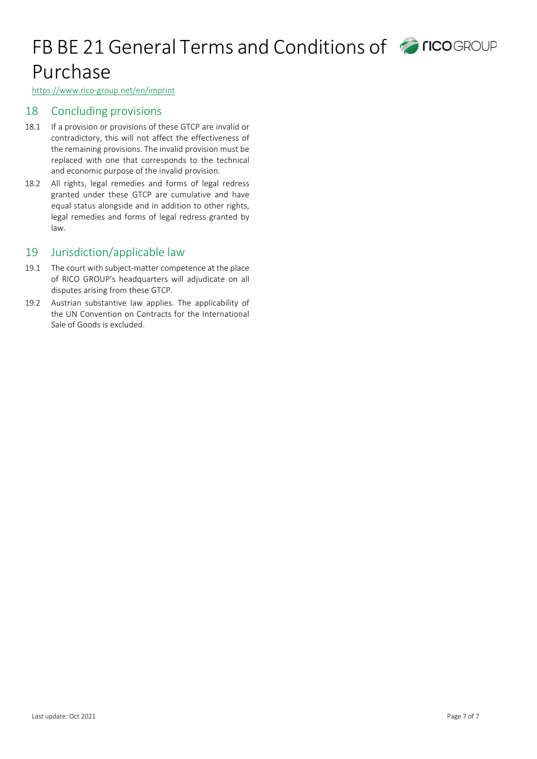## 18 Concluding provisions

18.1 If a provision or provisions of these GTCP are invalid or contradictory, this will not affect the effectiveness of the remaining provisions. The invalid provision must be replaced with one that corresponds to the technical and economic purpose of the invalid provision.

18.2 All rights, legal remedies and forms of legal redress granted under these GTCP are cumulative and have equal status alongside and in addition to other rights, legal remedies and forms of legal redress granted by law.

## 19 Jurisdiction/applicable law

19.1 The court with subject-matter competence at the place of RICO GROUP's headquarters will adjudicate on all disputes arising from these GTCP.

19.2 Austrian substantive law applies. The applicability of the UN Convention on Contracts for the International Sale of Goods is excluded.